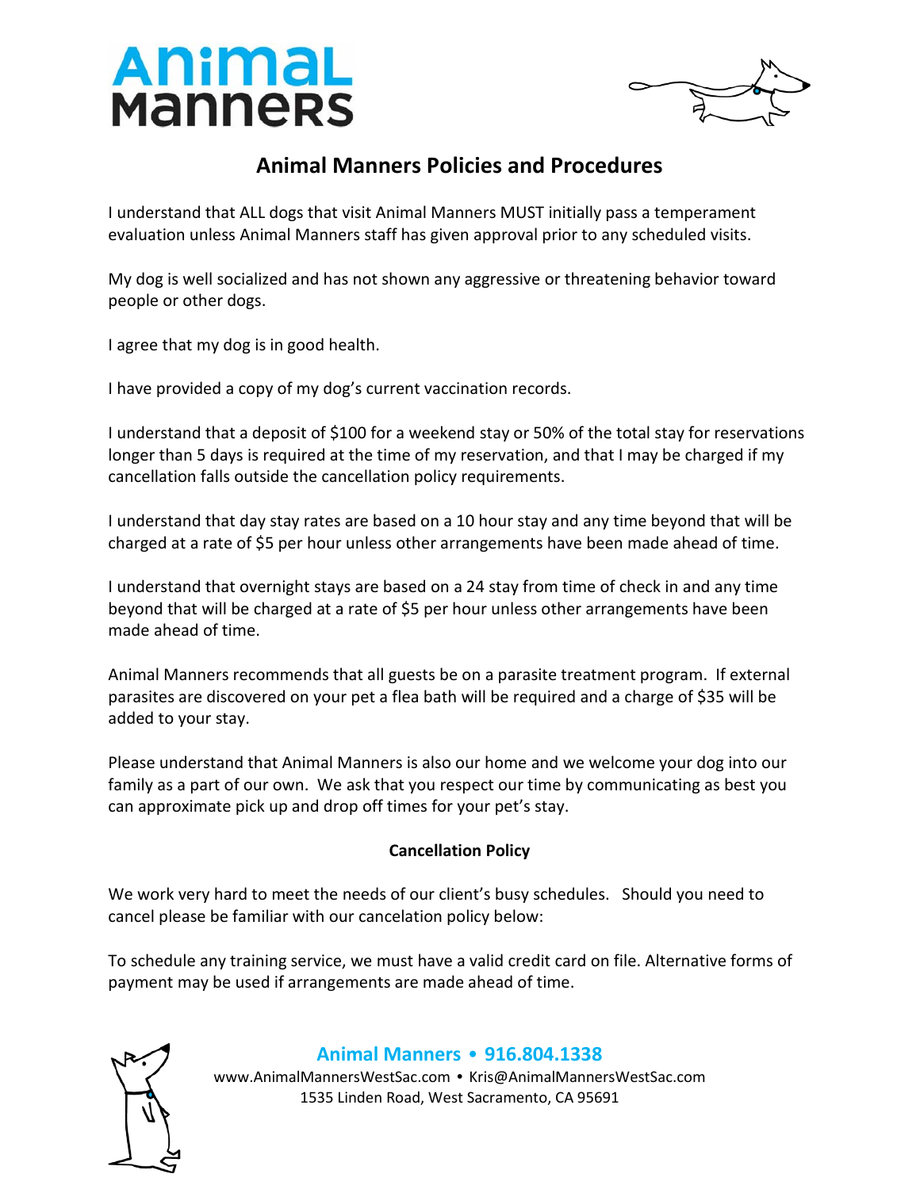# Animal Manners

## Animal Manners Policies and Procedures

I understand that ALL dogs that visit Animal Manners MUST initially pass a temperament evaluation unless Animal Manners staff has given approval prior to any scheduled visits.

My dog is well socialized and has not shown any aggressive or threatening behavior toward people or other dogs.

I agree that my dog is in good health.

I have provided a copy of my dog's current vaccination records.

I understand that a deposit of $100 for a weekend stay or 50% of the total stay for reservations longer than 5 days is required at the time of my reservation, and that I may be charged if my cancellation falls outside the cancellation policy requirements.

I understand that day stay rates are based on a 10 hour stay and any time beyond that will be charged at a rate of $5 per hour unless other arrangements have been made ahead of time.

I understand that overnight stays are based on a 24 stay from time of check in and any time beyond that will be charged at a rate of $5 per hour unless other arrangements have been made ahead of time.

Animal Manners recommends that all guests be on a parasite treatment program. If external parasites are discovered on your pet a flea bath will be required and a charge of $35 will be added to your stay.

Please understand that Animal Manners is also our home and we welcome your dog into our family as a part of our own. We ask that you respect our time by communicating as best you can approximate pick up and drop off times for your pet's stay.

### Cancellation Policy

We work very hard to meet the needs of our client's busy schedules. Should you need to cancel please be familiar with our cancelation policy below:

To schedule any training service, we must have a valid credit card on file. Alternative forms of payment may be used if arrangements are made ahead of time.

**Animal Manners • 916.804.1338**
www.AnimalMannersWestSac.com • Kris@AnimalMannersWestSac.com
1535 Linden Road, West Sacramento, CA 95691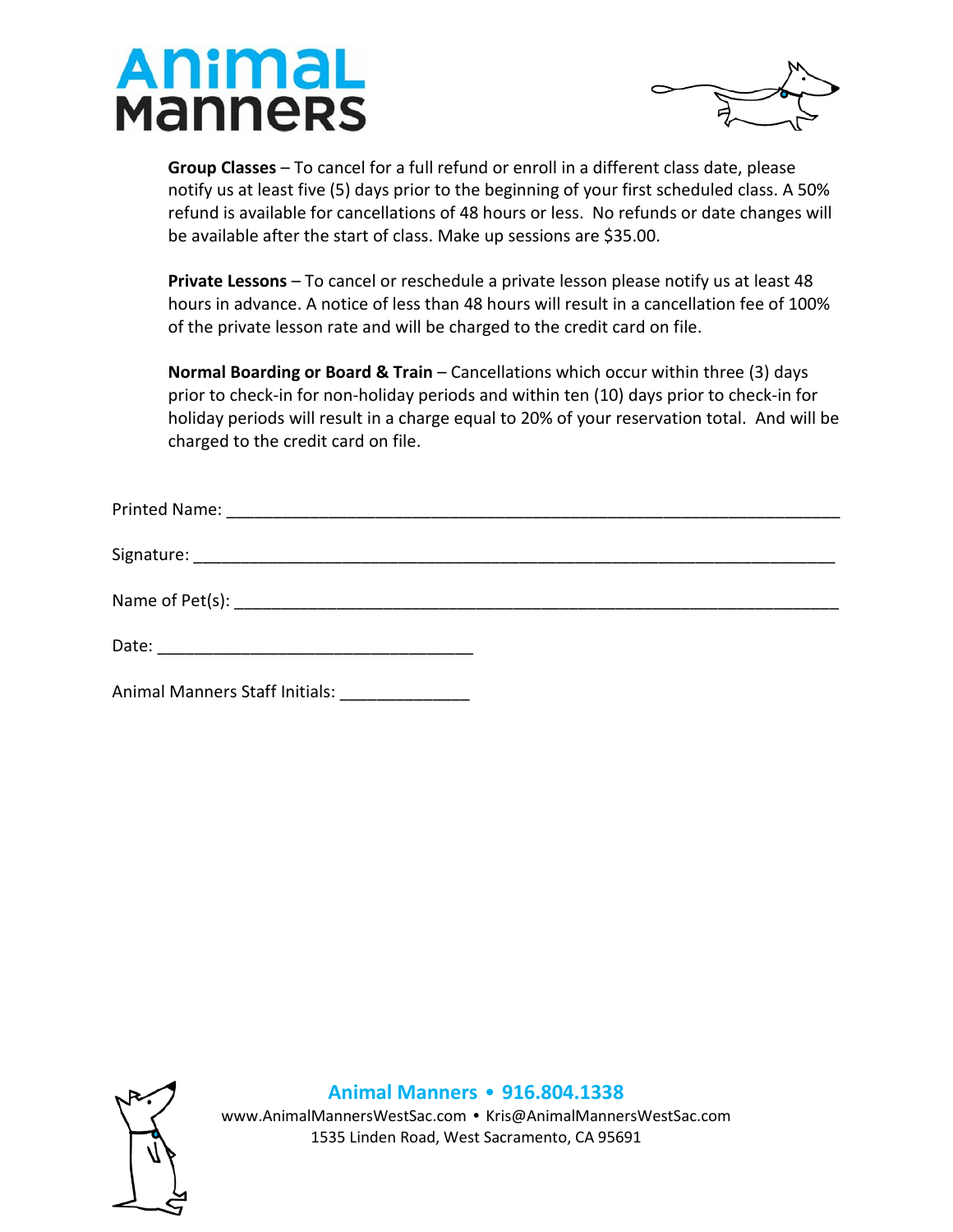**Group Classes** – To cancel for a full refund or enroll in a different class date, please notify us at least five (5) days prior to the beginning of your first scheduled class. A 50% refund is available for cancellations of 48 hours or less. No refunds or date changes will be available after the start of class. Make up sessions are $35.00.

**Private Lessons** – To cancel or reschedule a private lesson please notify us at least 48 hours in advance. A notice of less than 48 hours will result in a cancellation fee of 100% of the private lesson rate and will be charged to the credit card on file.

**Normal Boarding or Board & Train** – Cancellations which occur within three (3) days prior to check-in for non-holiday periods and within ten (10) days prior to check-in for holiday periods will result in a charge equal to 20% of your reservation total. And will be charged to the credit card on file.

Printed Name: ______________________________________________________________

Signature: _________________________________________________________________

Name of Pet(s): _____________________________________________________________

Date: ___________________________________

Animal Manners Staff Initials: ______________

**Animal Manners • 916.804.1338**
www.AnimalMannersWestSac.com • Kris@AnimalMannersWestSac.com
1535 Linden Road, West Sacramento, CA 95691